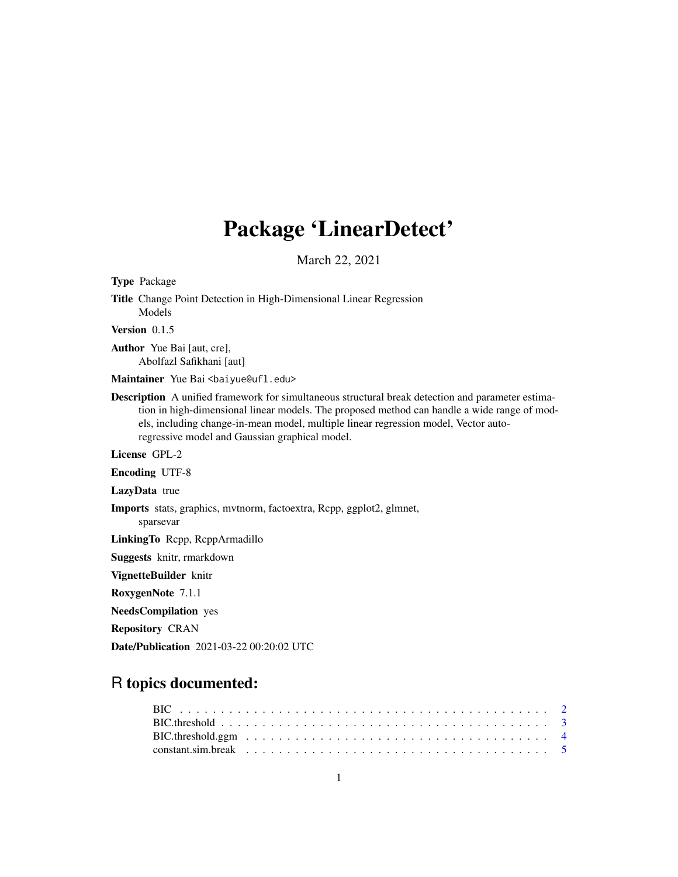# Package 'LinearDetect'

March 22, 2021

**Type** Package

**Title** Change Point Detection in High-Dimensional Linear Regression Models

**Version** 0.1.5

**Author** Yue Bai [aut, cre], Abolfazl Safikhani [aut]

**Maintainer** Yue Bai <baiyue@ufl.edu>

**Description** A unified framework for simultaneous structural break detection and parameter estimation in high-dimensional linear models. The proposed method can handle a wide range of models, including change-in-mean model, multiple linear regression model, Vector autoregressive model and Gaussian graphical model.

**License** GPL-2

**Encoding** UTF-8

**LazyData** true

**Imports** stats, graphics, mvtnorm, factoextra, Rcpp, ggplot2, glmnet, sparsevar

**LinkingTo** Rcpp, RcppArmadillo

**Suggests** knitr, rmarkdown

**VignetteBuilder** knitr

**RoxygenNote** 7.1.1

**NeedsCompilation** yes

**Repository** CRAN

**Date/Publication** 2021-03-22 00:20:02 UTC

## R topics documented:

- BIC . . . . . . . . . . . . . . . . . . . . . . . . . . . . . . . . . . . . . . . . . . . . . . 2
- BIC.threshold . . . . . . . . . . . . . . . . . . . . . . . . . . . . . . . . . . . . . . . . 3
- BIC.threshold.ggm . . . . . . . . . . . . . . . . . . . . . . . . . . . . . . . . . . . . . 4
- constant.sim.break . . . . . . . . . . . . . . . . . . . . . . . . . . . . . . . . . . . . . 5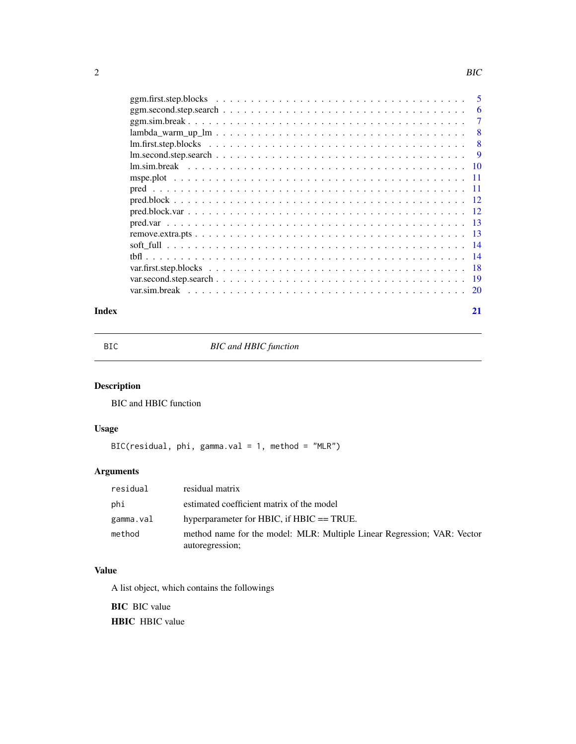ggm.first.step.blocks . . . . . . . . . . . . . . . . . . . . . . . . . . . . . . . . . 5
ggm.second.step.search . . . . . . . . . . . . . . . . . . . . . . . . . . . . . . . . 6
ggm.sim.break . . . . . . . . . . . . . . . . . . . . . . . . . . . . . . . . . . . . 7
lambda_warm_up_lm . . . . . . . . . . . . . . . . . . . . . . . . . . . . . . . . . 8
lm.first.step.blocks . . . . . . . . . . . . . . . . . . . . . . . . . . . . . . . . . 8
lm.second.step.search . . . . . . . . . . . . . . . . . . . . . . . . . . . . . . . . 9
lm.sim.break . . . . . . . . . . . . . . . . . . . . . . . . . . . . . . . . . . . . 10
mspe.plot . . . . . . . . . . . . . . . . . . . . . . . . . . . . . . . . . . . . . 11
pred . . . . . . . . . . . . . . . . . . . . . . . . . . . . . . . . . . . . . . . 11
pred.block . . . . . . . . . . . . . . . . . . . . . . . . . . . . . . . . . . . . 12
pred.block.var . . . . . . . . . . . . . . . . . . . . . . . . . . . . . . . . . . 12
pred.var . . . . . . . . . . . . . . . . . . . . . . . . . . . . . . . . . . . . . 13
remove.extra.pts . . . . . . . . . . . . . . . . . . . . . . . . . . . . . . . . . 13
soft_full . . . . . . . . . . . . . . . . . . . . . . . . . . . . . . . . . . . . . 14
tbfl . . . . . . . . . . . . . . . . . . . . . . . . . . . . . . . . . . . . . . . 14
var.first.step.blocks . . . . . . . . . . . . . . . . . . . . . . . . . . . . . . . . 18
var.second.step.search . . . . . . . . . . . . . . . . . . . . . . . . . . . . . . . 19
var.sim.break . . . . . . . . . . . . . . . . . . . . . . . . . . . . . . . . . . . 20

**Index** **21**

---

# BIC — *BIC and HBIC function*

---

## Description

BIC and HBIC function

## Usage

```
BIC(residual, phi, gamma.val = 1, method = "MLR")
```

## Arguments

| | |
|---|---|
| `residual` | residual matrix |
| `phi` | estimated coefficient matrix of the model |
| `gamma.val` | hyperparameter for HBIC, if HBIC == TRUE. |
| `method` | method name for the model: MLR: Multiple Linear Regression; VAR: Vector autoregression; |

## Value

A list object, which contains the followings

**BIC** BIC value

**HBIC** HBIC value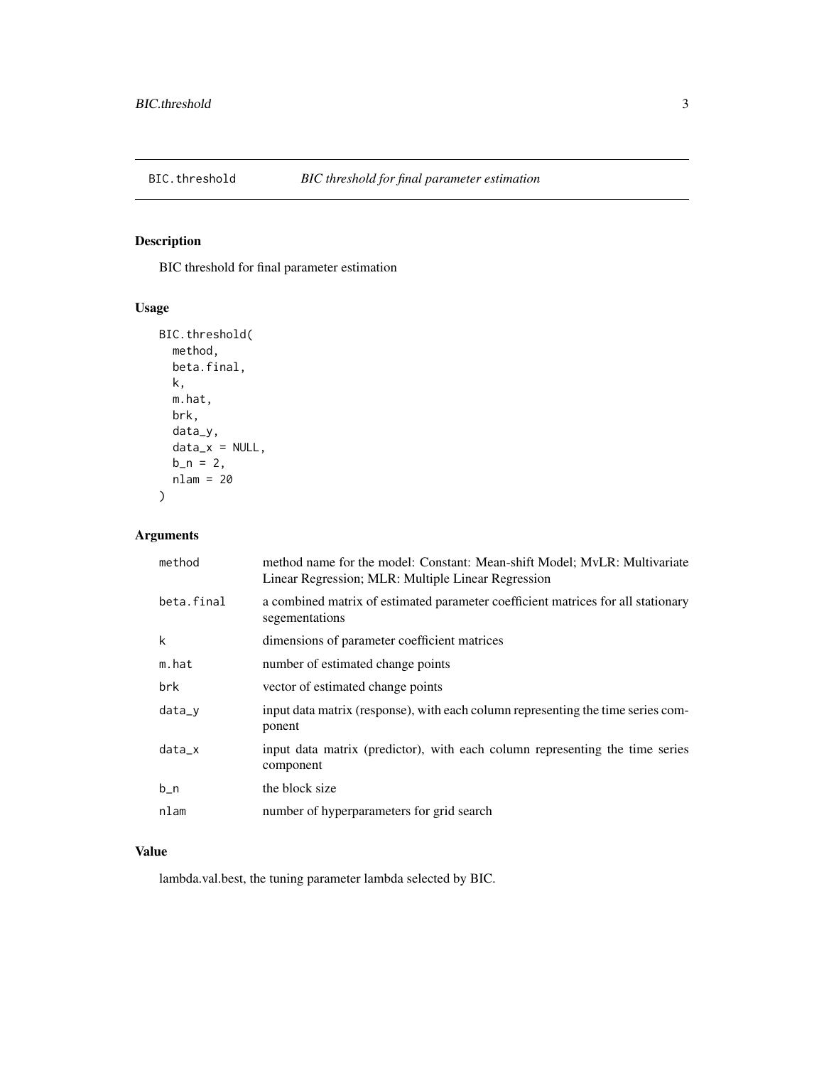# BIC.threshold    *BIC threshold for final parameter estimation*

## Description

BIC threshold for final parameter estimation

## Usage

```
BIC.threshold(
  method,
  beta.final,
  k,
  m.hat,
  brk,
  data_y,
  data_x = NULL,
  b_n = 2,
  nlam = 20
)
```

## Arguments

| | |
|---|---|
| method | method name for the model: Constant: Mean-shift Model; MvLR: Multivariate Linear Regression; MLR: Multiple Linear Regression |
| beta.final | a combined matrix of estimated parameter coefficient matrices for all stationary segementations |
| k | dimensions of parameter coefficient matrices |
| m.hat | number of estimated change points |
| brk | vector of estimated change points |
| data_y | input data matrix (response), with each column representing the time series component |
| data_x | input data matrix (predictor), with each column representing the time series component |
| b_n | the block size |
| nlam | number of hyperparameters for grid search |

## Value

lambda.val.best, the tuning parameter lambda selected by BIC.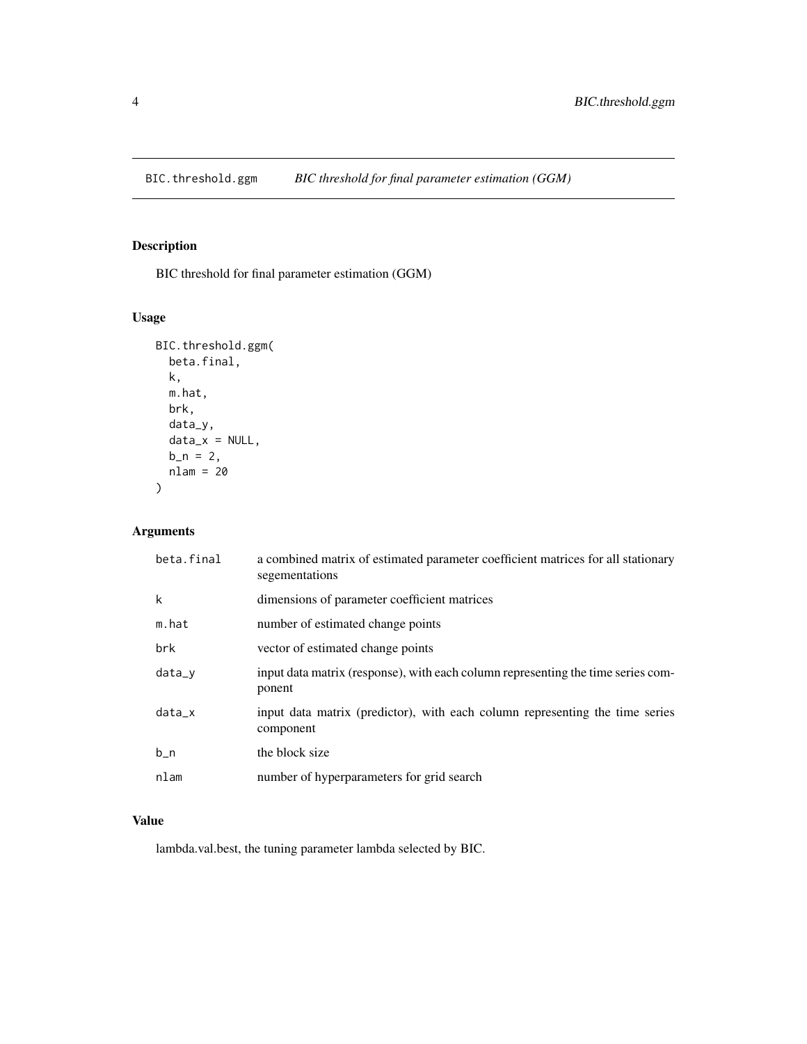# BIC.threshold.ggm — *BIC threshold for final parameter estimation (GGM)*

## Description

BIC threshold for final parameter estimation (GGM)

## Usage

```
BIC.threshold.ggm(
  beta.final,
  k,
  m.hat,
  brk,
  data_y,
  data_x = NULL,
  b_n = 2,
  nlam = 20
)
```

## Arguments

| | |
|---|---|
| beta.final | a combined matrix of estimated parameter coefficient matrices for all stationary segementations |
| k | dimensions of parameter coefficient matrices |
| m.hat | number of estimated change points |
| brk | vector of estimated change points |
| data_y | input data matrix (response), with each column representing the time series component |
| data_x | input data matrix (predictor), with each column representing the time series component |
| b_n | the block size |
| nlam | number of hyperparameters for grid search |

## Value

lambda.val.best, the tuning parameter lambda selected by BIC.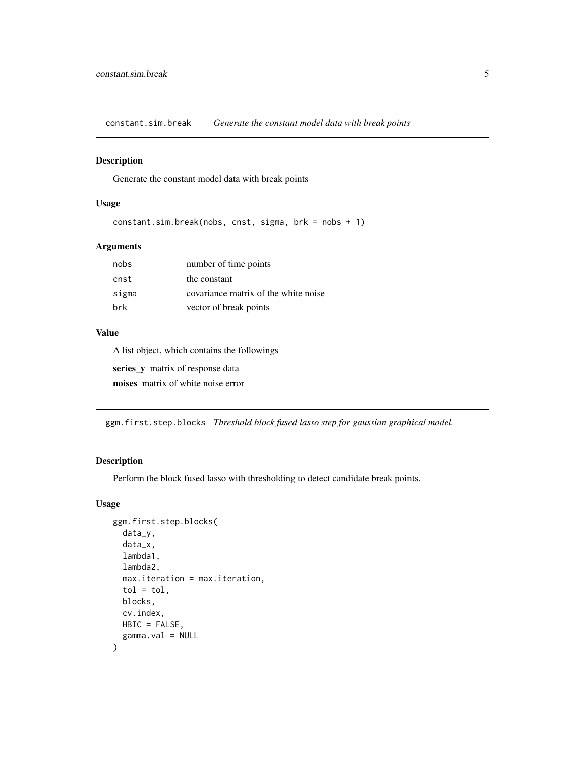## constant.sim.break *Generate the constant model data with break points*

### Description

Generate the constant model data with break points

### Usage

```
constant.sim.break(nobs, cnst, sigma, brk = nobs + 1)
```

### Arguments

| | |
|---|---|
| nobs | number of time points |
| cnst | the constant |
| sigma | covariance matrix of the white noise |
| brk | vector of break points |

### Value

A list object, which contains the followings

**series_y** matrix of response data

**noises** matrix of white noise error

## ggm.first.step.blocks *Threshold block fused lasso step for gaussian graphical model.*

### Description

Perform the block fused lasso with thresholding to detect candidate break points.

### Usage

```
ggm.first.step.blocks(
  data_y,
  data_x,
  lambda1,
  lambda2,
  max.iteration = max.iteration,
  tol = tol,
  blocks,
  cv.index,
  HBIC = FALSE,
  gamma.val = NULL
)
```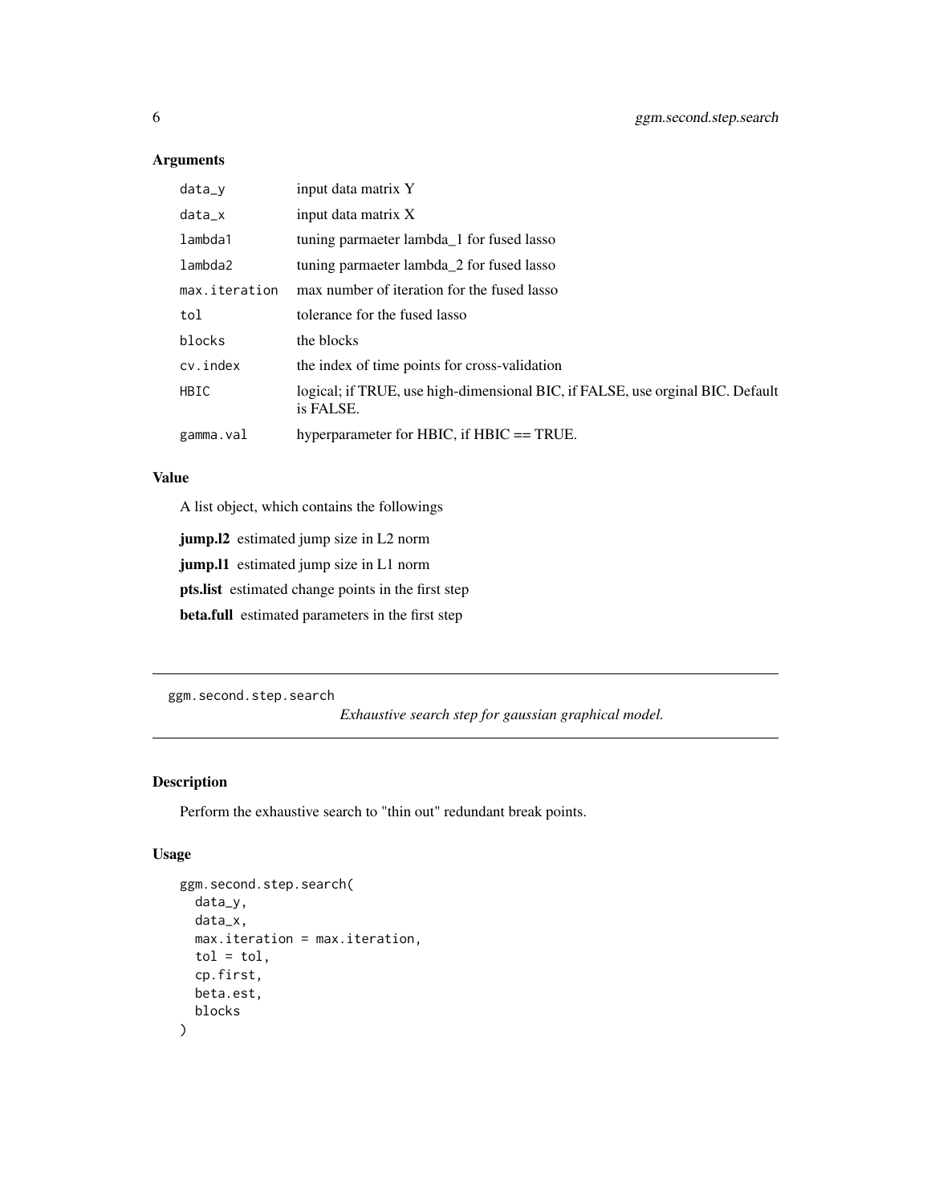### Arguments

| | |
|---|---|
| `data_y` | input data matrix Y |
| `data_x` | input data matrix X |
| `lambda1` | tuning parmaeter lambda_1 for fused lasso |
| `lambda2` | tuning parmaeter lambda_2 for fused lasso |
| `max.iteration` | max number of iteration for the fused lasso |
| `tol` | tolerance for the fused lasso |
| `blocks` | the blocks |
| `cv.index` | the index of time points for cross-validation |
| `HBIC` | logical; if TRUE, use high-dimensional BIC, if FALSE, use orginal BIC. Default is FALSE. |
| `gamma.val` | hyperparameter for HBIC, if HBIC == TRUE. |

### Value

A list object, which contains the followings

**jump.l2** estimated jump size in L2 norm

**jump.l1** estimated jump size in L1 norm

**pts.list** estimated change points in the first step

**beta.full** estimated parameters in the first step

---

## `ggm.second.step.search` *Exhaustive search step for gaussian graphical model.*

---

### Description

Perform the exhaustive search to "thin out" redundant break points.

### Usage

```
ggm.second.step.search(
  data_y,
  data_x,
  max.iteration = max.iteration,
  tol = tol,
  cp.first,
  beta.est,
  blocks
)
```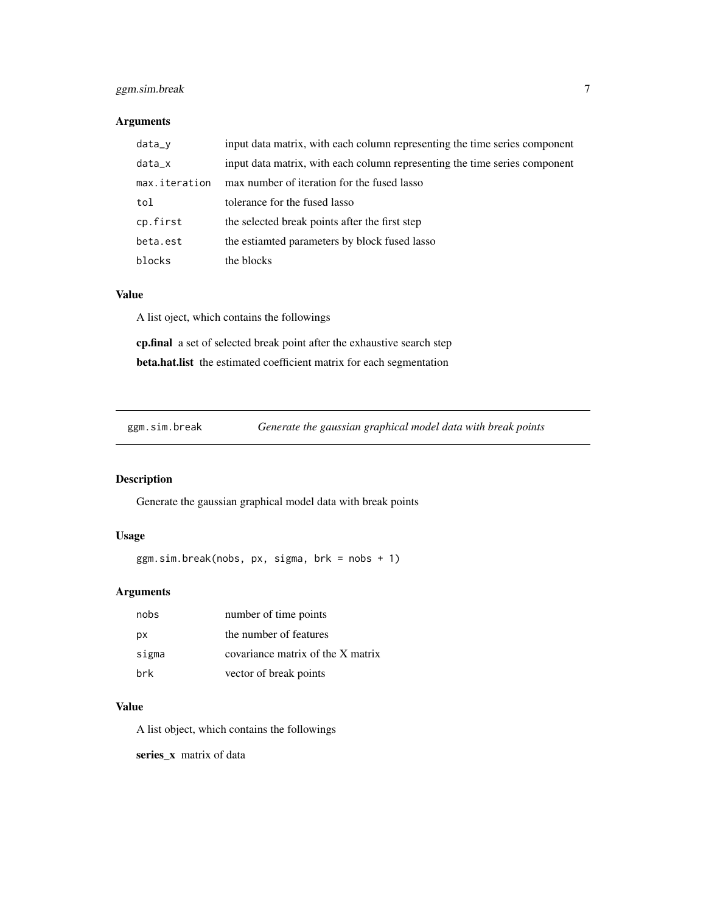### Arguments

| | |
|---|---|
| data_y | input data matrix, with each column representing the time series component |
| data_x | input data matrix, with each column representing the time series component |
| max.iteration | max number of iteration for the fused lasso |
| tol | tolerance for the fused lasso |
| cp.first | the selected break points after the first step |
| beta.est | the estiamted parameters by block fused lasso |
| blocks | the blocks |

### Value

A list oject, which contains the followings

**cp.final** a set of selected break point after the exhaustive search step

**beta.hat.list** the estimated coefficient matrix for each segmentation

---

## ggm.sim.break — *Generate the gaussian graphical model data with break points*

---

### Description

Generate the gaussian graphical model data with break points

### Usage

```
ggm.sim.break(nobs, px, sigma, brk = nobs + 1)
```

### Arguments

| | |
|---|---|
| nobs | number of time points |
| px | the number of features |
| sigma | covariance matrix of the X matrix |
| brk | vector of break points |

### Value

A list object, which contains the followings

**series_x** matrix of data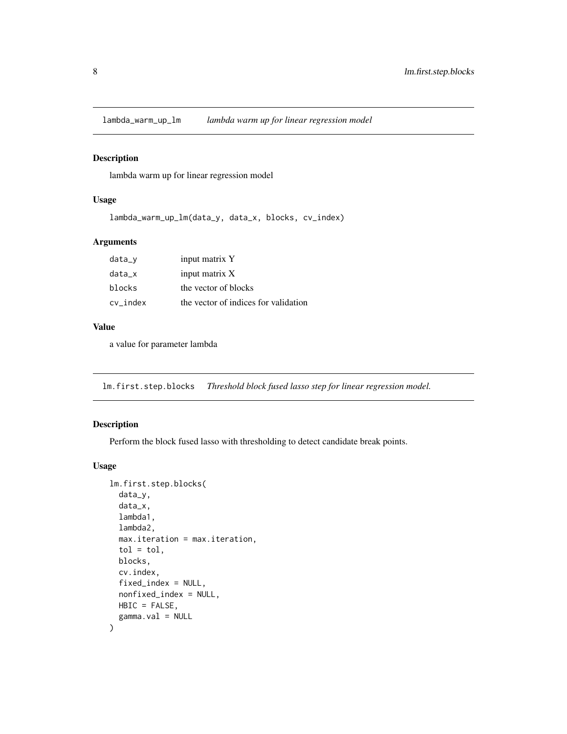## lambda_warm_up_lm *lambda warm up for linear regression model*

### Description

lambda warm up for linear regression model

### Usage

```
lambda_warm_up_lm(data_y, data_x, blocks, cv_index)
```

### Arguments

| | |
|---|---|
| data_y | input matrix Y |
| data_x | input matrix X |
| blocks | the vector of blocks |
| cv_index | the vector of indices for validation |

### Value

a value for parameter lambda

## lm.first.step.blocks *Threshold block fused lasso step for linear regression model.*

### Description

Perform the block fused lasso with thresholding to detect candidate break points.

### Usage

```
lm.first.step.blocks(
  data_y,
  data_x,
  lambda1,
  lambda2,
  max.iteration = max.iteration,
  tol = tol,
  blocks,
  cv.index,
  fixed_index = NULL,
  nonfixed_index = NULL,
  HBIC = FALSE,
  gamma.val = NULL
)
```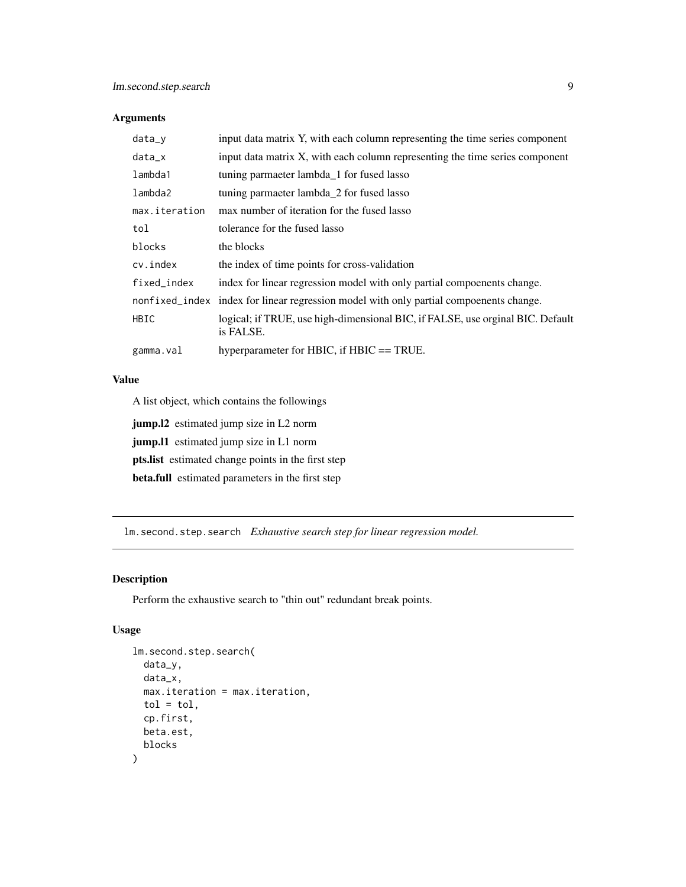### Arguments

| | |
|---|---|
| `data_y` | input data matrix Y, with each column representing the time series component |
| `data_x` | input data matrix X, with each column representing the time series component |
| `lambda1` | tuning parmaeter lambda_1 for fused lasso |
| `lambda2` | tuning parmaeter lambda_2 for fused lasso |
| `max.iteration` | max number of iteration for the fused lasso |
| `tol` | tolerance for the fused lasso |
| `blocks` | the blocks |
| `cv.index` | the index of time points for cross-validation |
| `fixed_index` | index for linear regression model with only partial compoenents change. |
| `nonfixed_index` | index for linear regression model with only partial compoenents change. |
| `HBIC` | logical; if TRUE, use high-dimensional BIC, if FALSE, use orginal BIC. Default is FALSE. |
| `gamma.val` | hyperparameter for HBIC, if HBIC == TRUE. |

### Value

A list object, which contains the followings

**jump.l2** estimated jump size in L2 norm

**jump.l1** estimated jump size in L1 norm

**pts.list** estimated change points in the first step

**beta.full** estimated parameters in the first step

---

## lm.second.step.search *Exhaustive search step for linear regression model.*

---

### Description

Perform the exhaustive search to "thin out" redundant break points.

### Usage

```
lm.second.step.search(
  data_y,
  data_x,
  max.iteration = max.iteration,
  tol = tol,
  cp.first,
  beta.est,
  blocks
)
```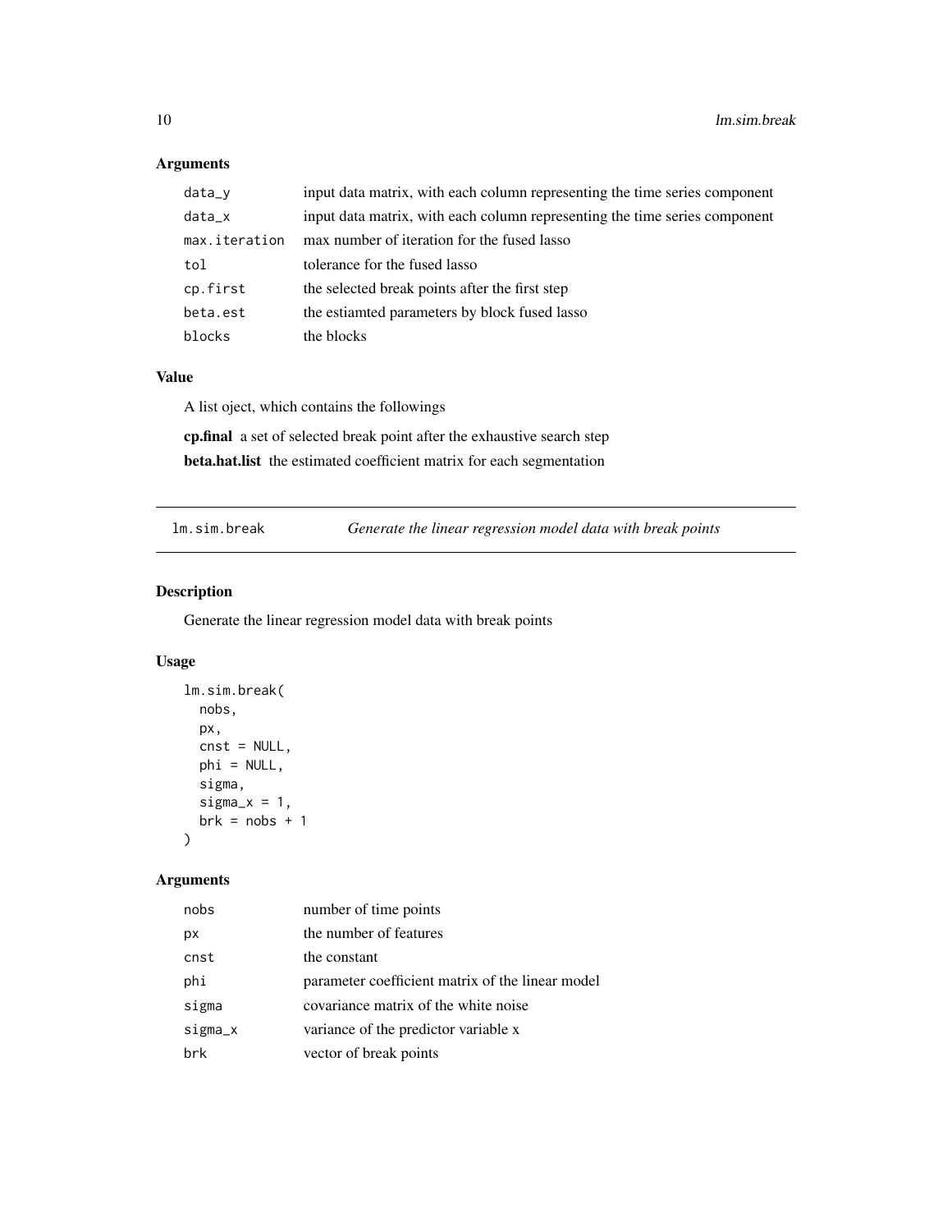## Arguments

| | |
|---|---|
| data_y | input data matrix, with each column representing the time series component |
| data_x | input data matrix, with each column representing the time series component |
| max.iteration | max number of iteration for the fused lasso |
| tol | tolerance for the fused lasso |
| cp.first | the selected break points after the first step |
| beta.est | the estiamted parameters by block fused lasso |
| blocks | the blocks |

## Value

A list oject, which contains the followings

**cp.final** a set of selected break point after the exhaustive search step

**beta.hat.list** the estimated coefficient matrix for each segmentation

---

# lm.sim.break — *Generate the linear regression model data with break points*

## Description

Generate the linear regression model data with break points

## Usage

```
lm.sim.break(
  nobs,
  px,
  cnst = NULL,
  phi = NULL,
  sigma,
  sigma_x = 1,
  brk = nobs + 1
)
```

## Arguments

| | |
|---|---|
| nobs | number of time points |
| px | the number of features |
| cnst | the constant |
| phi | parameter coefficient matrix of the linear model |
| sigma | covariance matrix of the white noise |
| sigma_x | variance of the predictor variable x |
| brk | vector of break points |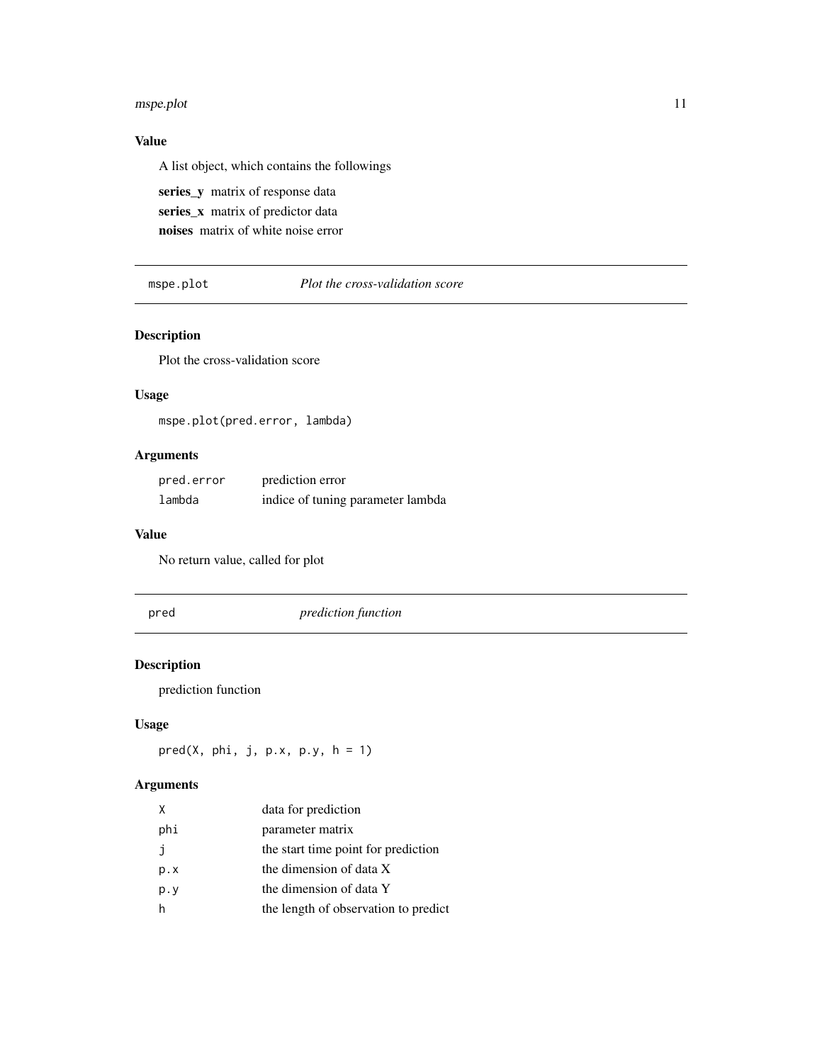### Value

A list object, which contains the followings

**series_y** matrix of response data
**series_x** matrix of predictor data
**noises** matrix of white noise error

## mspe.plot — *Plot the cross-validation score*

### Description

Plot the cross-validation score

### Usage

```
mspe.plot(pred.error, lambda)
```

### Arguments

| | |
|---|---|
| `pred.error` | prediction error |
| `lambda` | indice of tuning parameter lambda |

### Value

No return value, called for plot

## pred — *prediction function*

### Description

prediction function

### Usage

```
pred(X, phi, j, p.x, p.y, h = 1)
```

### Arguments

| | |
|---|---|
| `X` | data for prediction |
| `phi` | parameter matrix |
| `j` | the start time point for prediction |
| `p.x` | the dimension of data X |
| `p.y` | the dimension of data Y |
| `h` | the length of observation to predict |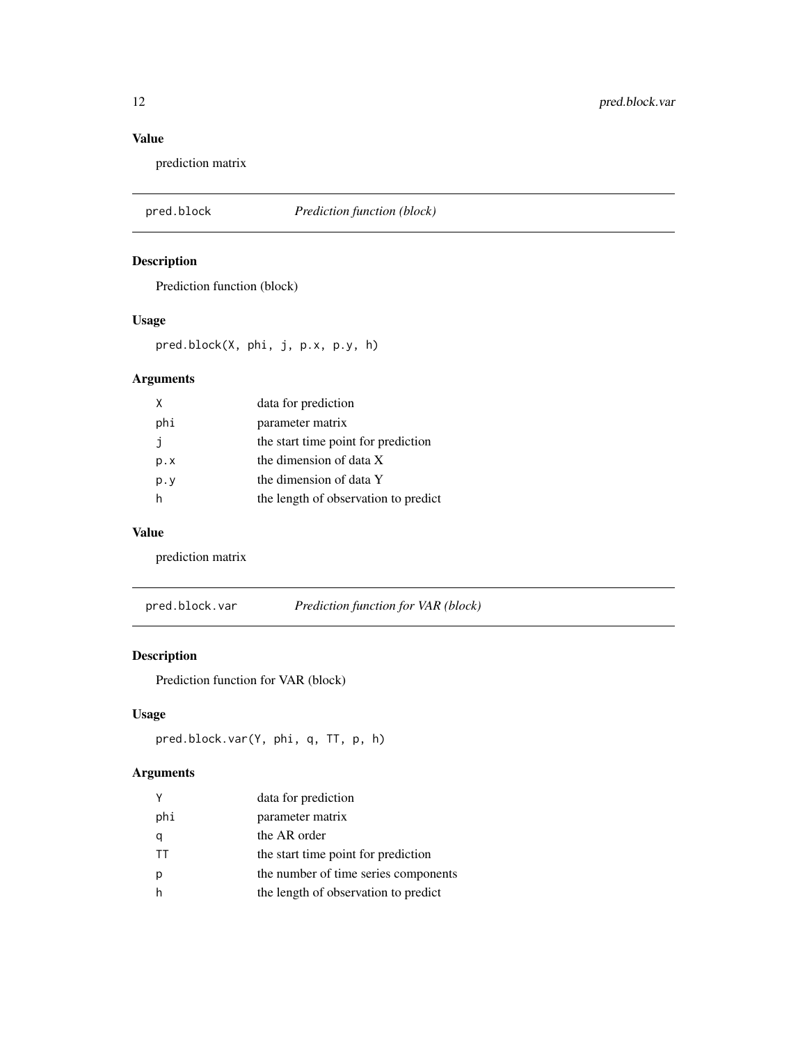## Value

prediction matrix

---

## pred.block — *Prediction function (block)*

### Description

Prediction function (block)

### Usage

```
pred.block(X, phi, j, p.x, p.y, h)
```

### Arguments

| | |
|---|---|
| X | data for prediction |
| phi | parameter matrix |
| j | the start time point for prediction |
| p.x | the dimension of data X |
| p.y | the dimension of data Y |
| h | the length of observation to predict |

### Value

prediction matrix

---

## pred.block.var — *Prediction function for VAR (block)*

### Description

Prediction function for VAR (block)

### Usage

```
pred.block.var(Y, phi, q, TT, p, h)
```

### Arguments

| | |
|---|---|
| Y | data for prediction |
| phi | parameter matrix |
| q | the AR order |
| TT | the start time point for prediction |
| p | the number of time series components |
| h | the length of observation to predict |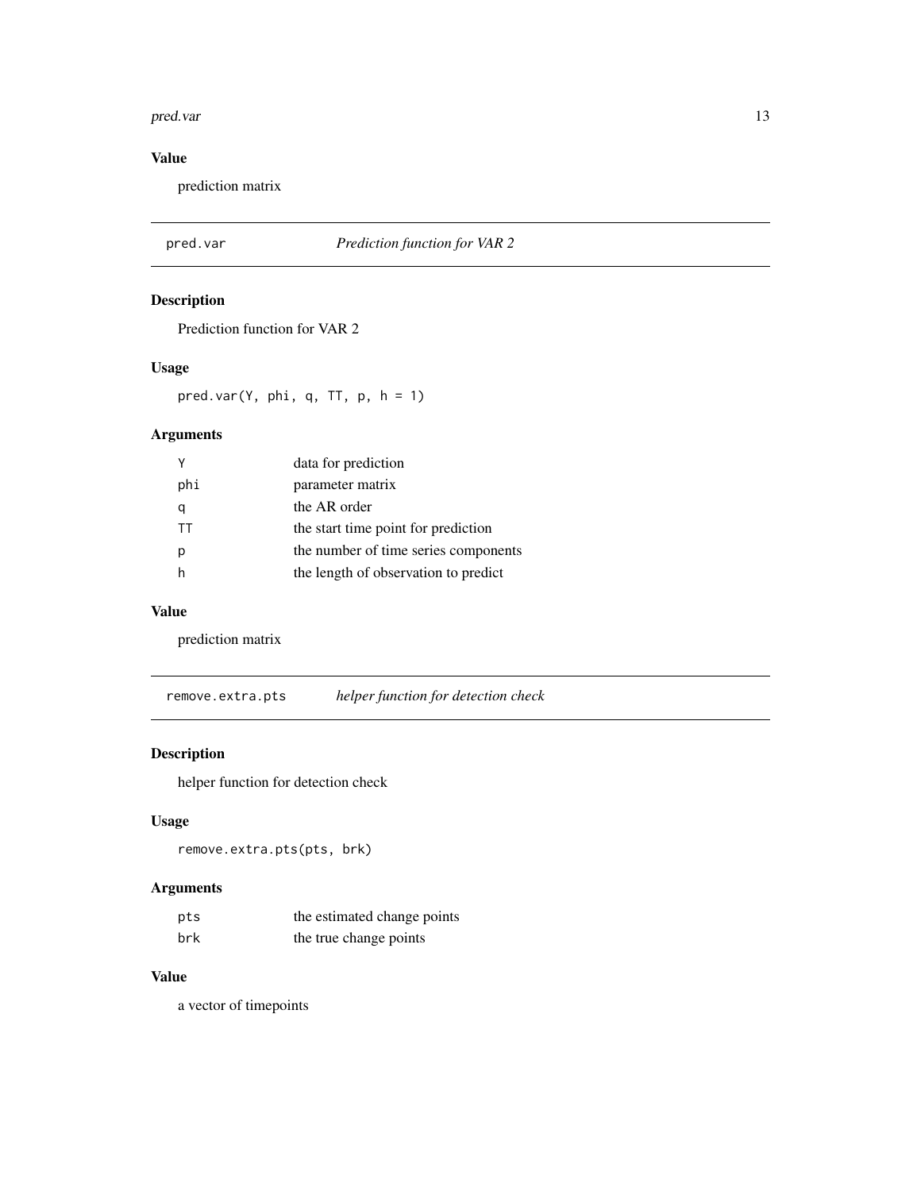## Value

prediction matrix

---

## pred.var — *Prediction function for VAR 2*

### Description

Prediction function for VAR 2

### Usage

```
pred.var(Y, phi, q, TT, p, h = 1)
```

### Arguments

| | |
|---|---|
| Y | data for prediction |
| phi | parameter matrix |
| q | the AR order |
| TT | the start time point for prediction |
| p | the number of time series components |
| h | the length of observation to predict |

### Value

prediction matrix

---

## remove.extra.pts — *helper function for detection check*

### Description

helper function for detection check

### Usage

```
remove.extra.pts(pts, brk)
```

### Arguments

| | |
|---|---|
| pts | the estimated change points |
| brk | the true change points |

### Value

a vector of timepoints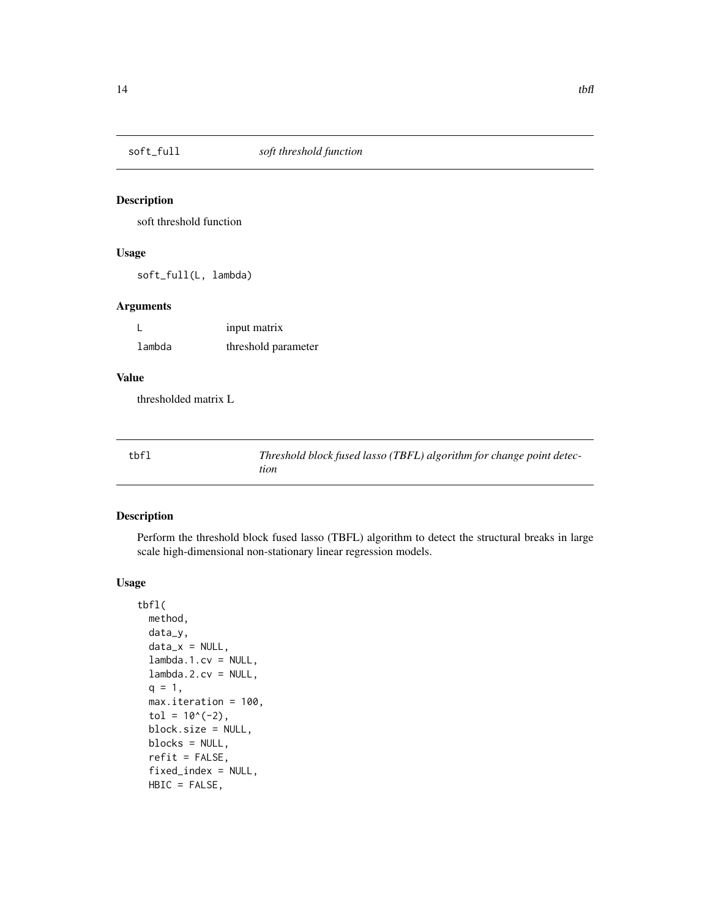## soft_full *soft threshold function*

### Description

soft threshold function

### Usage

```
soft_full(L, lambda)
```

### Arguments

| | |
|---|---|
| L | input matrix |
| lambda | threshold parameter |

### Value

thresholded matrix L

## tbfl *Threshold block fused lasso (TBFL) algorithm for change point detection*

### Description

Perform the threshold block fused lasso (TBFL) algorithm to detect the structural breaks in large scale high-dimensional non-stationary linear regression models.

### Usage

```
tbfl(
  method,
  data_y,
  data_x = NULL,
  lambda.1.cv = NULL,
  lambda.2.cv = NULL,
  q = 1,
  max.iteration = 100,
  tol = 10^(-2),
  block.size = NULL,
  blocks = NULL,
  refit = FALSE,
  fixed_index = NULL,
  HBIC = FALSE,
```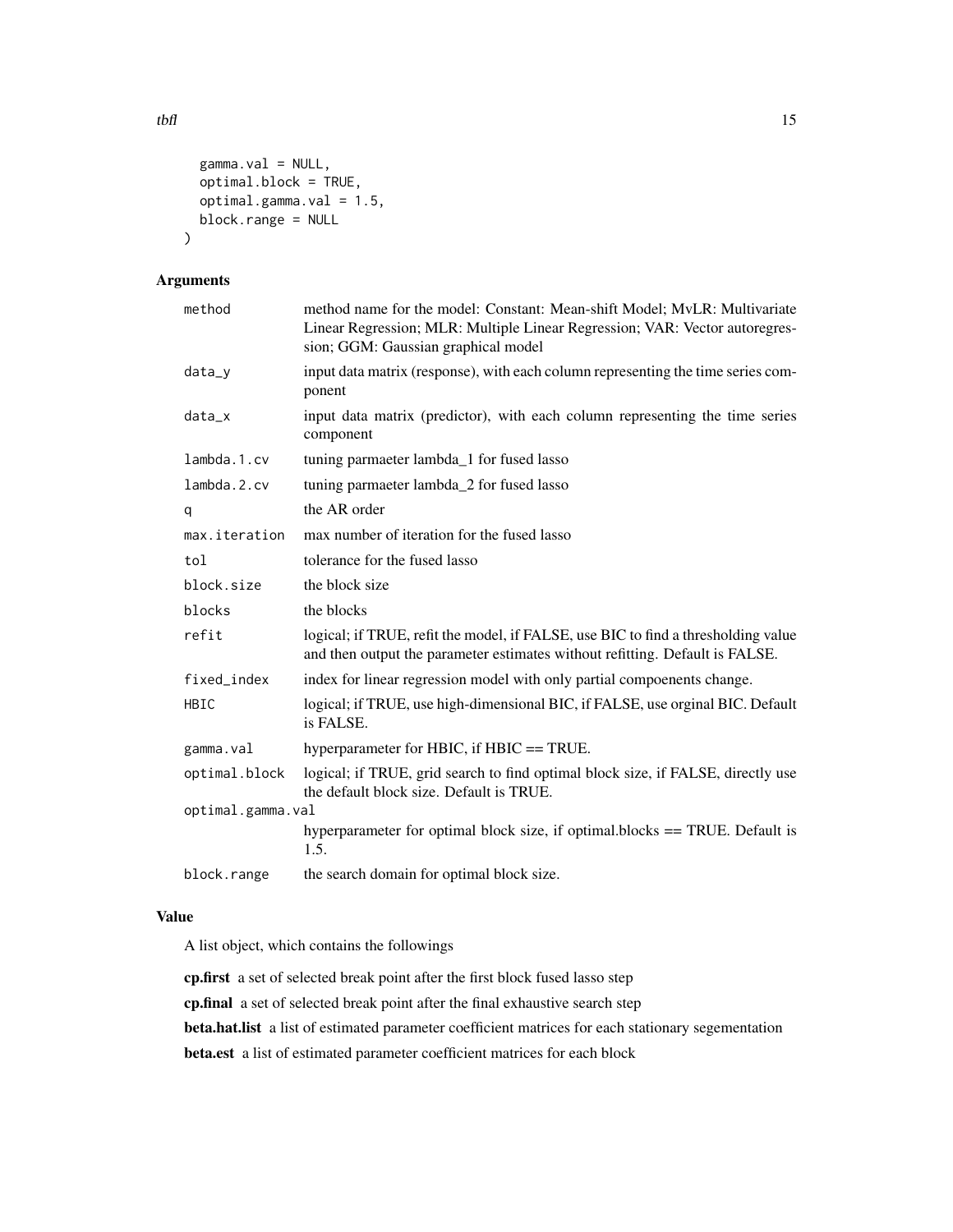```
  gamma.val = NULL,
  optimal.block = TRUE,
  optimal.gamma.val = 1.5,
  block.range = NULL
)
```

## Arguments

| | |
|---|---|
| method | method name for the model: Constant: Mean-shift Model; MvLR: Multivariate Linear Regression; MLR: Multiple Linear Regression; VAR: Vector autoregression; GGM: Gaussian graphical model |
| data_y | input data matrix (response), with each column representing the time series component |
| data_x | input data matrix (predictor), with each column representing the time series component |
| lambda.1.cv | tuning parmaeter lambda_1 for fused lasso |
| lambda.2.cv | tuning parmaeter lambda_2 for fused lasso |
| q | the AR order |
| max.iteration | max number of iteration for the fused lasso |
| tol | tolerance for the fused lasso |
| block.size | the block size |
| blocks | the blocks |
| refit | logical; if TRUE, refit the model, if FALSE, use BIC to find a thresholding value and then output the parameter estimates without refitting. Default is FALSE. |
| fixed_index | index for linear regression model with only partial compoenents change. |
| HBIC | logical; if TRUE, use high-dimensional BIC, if FALSE, use orginal BIC. Default is FALSE. |
| gamma.val | hyperparameter for HBIC, if HBIC == TRUE. |
| optimal.block | logical; if TRUE, grid search to find optimal block size, if FALSE, directly use the default block size. Default is TRUE. |
| optimal.gamma.val | hyperparameter for optimal block size, if optimal.blocks == TRUE. Default is 1.5. |
| block.range | the search domain for optimal block size. |

## Value

A list object, which contains the followings

**cp.first** a set of selected break point after the first block fused lasso step

**cp.final** a set of selected break point after the final exhaustive search step

**beta.hat.list** a list of estimated parameter coefficient matrices for each stationary segementation

**beta.est** a list of estimated parameter coefficient matrices for each block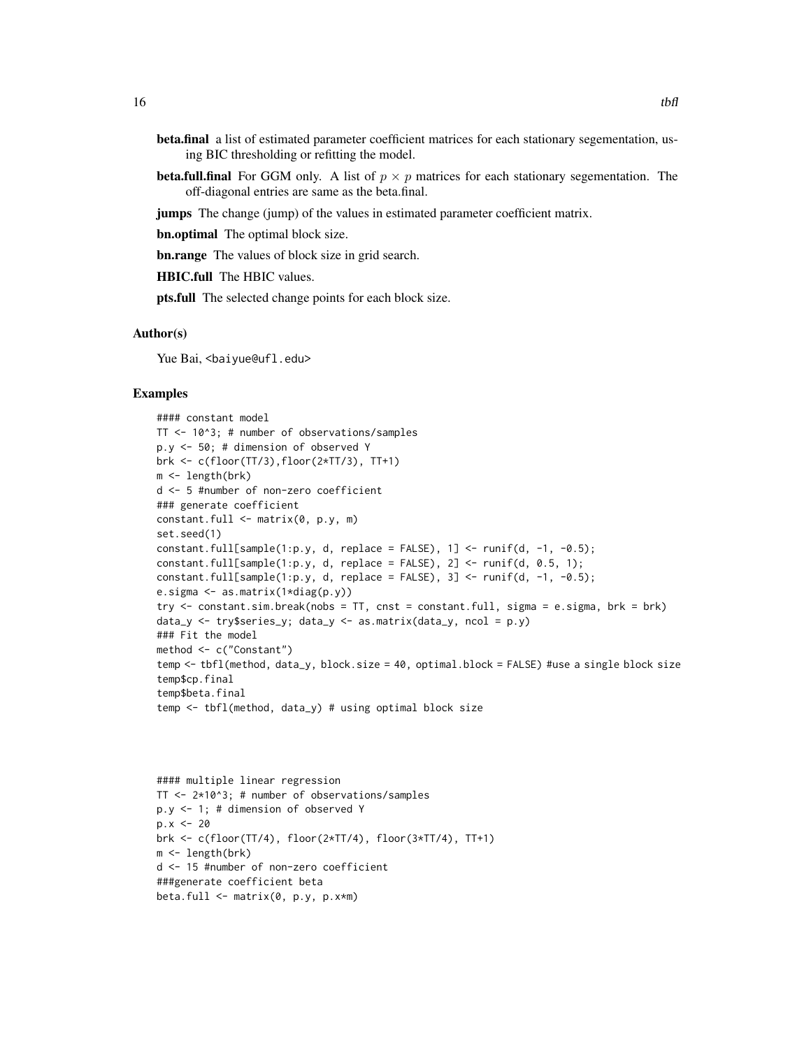**beta.final** a list of estimated parameter coefficient matrices for each stationary segementation, using BIC thresholding or refitting the model.

**beta.full.final** For GGM only. A list of $p \times p$ matrices for each stationary segementation. The off-diagonal entries are same as the beta.final.

**jumps** The change (jump) of the values in estimated parameter coefficient matrix.

**bn.optimal** The optimal block size.

**bn.range** The values of block size in grid search.

**HBIC.full** The HBIC values.

**pts.full** The selected change points for each block size.

## Author(s)

Yue Bai, <baiyue@ufl.edu>

## Examples

```
#### constant model
TT <- 10^3; # number of observations/samples
p.y <- 50; # dimension of observed Y
brk <- c(floor(TT/3),floor(2*TT/3), TT+1)
m <- length(brk)
d <- 5 #number of non-zero coefficient
### generate coefficient
constant.full <- matrix(0, p.y, m)
set.seed(1)
constant.full[sample(1:p.y, d, replace = FALSE), 1] <- runif(d, -1, -0.5);
constant.full[sample(1:p.y, d, replace = FALSE), 2] <- runif(d, 0.5, 1);
constant.full[sample(1:p.y, d, replace = FALSE), 3] <- runif(d, -1, -0.5);
e.sigma <- as.matrix(1*diag(p.y))
try <- constant.sim.break(nobs = TT, cnst = constant.full, sigma = e.sigma, brk = brk)
data_y <- try$series_y; data_y <- as.matrix(data_y, ncol = p.y)
### Fit the model
method <- c("Constant")
temp <- tbfl(method, data_y, block.size = 40, optimal.block = FALSE) #use a single block size
temp$cp.final
temp$beta.final
temp <- tbfl(method, data_y) # using optimal block size



#### multiple linear regression
TT <- 2*10^3; # number of observations/samples
p.y <- 1; # dimension of observed Y
p.x <- 20
brk <- c(floor(TT/4), floor(2*TT/4), floor(3*TT/4), TT+1)
m <- length(brk)
d <- 15 #number of non-zero coefficient
###generate coefficient beta
beta.full <- matrix(0, p.y, p.x*m)
```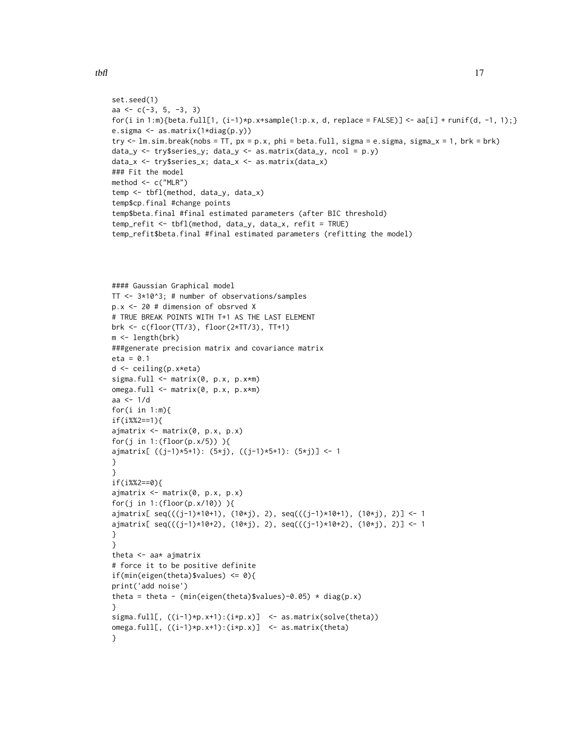```
set.seed(1)
aa <- c(-3, 5, -3, 3)
for(i in 1:m){beta.full[1, (i-1)*p.x+sample(1:p.x, d, replace = FALSE)] <- aa[i] + runif(d, -1, 1);}
e.sigma <- as.matrix(1*diag(p.y))
try <- lm.sim.break(nobs = TT, px = p.x, phi = beta.full, sigma = e.sigma, sigma_x = 1, brk = brk)
data_y <- try$series_y; data_y <- as.matrix(data_y, ncol = p.y)
data_x <- try$series_x; data_x <- as.matrix(data_x)
### Fit the model
method <- c("MLR")
temp <- tbfl(method, data_y, data_x)
temp$cp.final #change points
temp$beta.final #final estimated parameters (after BIC threshold)
temp_refit <- tbfl(method, data_y, data_x, refit = TRUE)
temp_refit$beta.final #final estimated parameters (refitting the model)



#### Gaussian Graphical model
TT <- 3*10^3; # number of observations/samples
p.x <- 20 # dimension of obsrved X
# TRUE BREAK POINTS WITH T+1 AS THE LAST ELEMENT
brk <- c(floor(TT/3), floor(2*TT/3), TT+1)
m <- length(brk)
###generate precision matrix and covariance matrix
eta = 0.1
d <- ceiling(p.x*eta)
sigma.full <- matrix(0, p.x, p.x*m)
omega.full <- matrix(0, p.x, p.x*m)
aa <- 1/d
for(i in 1:m){
if(i%%2==1){
ajmatrix <- matrix(0, p.x, p.x)
for(j in 1:(floor(p.x/5)) ){
ajmatrix[ ((j-1)*5+1): (5*j), ((j-1)*5+1): (5*j)] <- 1
}
}
if(i%%2==0){
ajmatrix <- matrix(0, p.x, p.x)
for(j in 1:(floor(p.x/10)) ){
ajmatrix[ seq(((j-1)*10+1), (10*j), 2), seq(((j-1)*10+1), (10*j), 2)] <- 1
ajmatrix[ seq(((j-1)*10+2), (10*j), 2), seq(((j-1)*10+2), (10*j), 2)] <- 1
}
}
theta <- aa* ajmatrix
# force it to be positive definite
if(min(eigen(theta)$values) <= 0){
print('add noise')
theta = theta - (min(eigen(theta)$values)-0.05) * diag(p.x)
}
sigma.full[, ((i-1)*p.x+1):(i*p.x)]  <- as.matrix(solve(theta))
omega.full[, ((i-1)*p.x+1):(i*p.x)]  <- as.matrix(theta)
}
```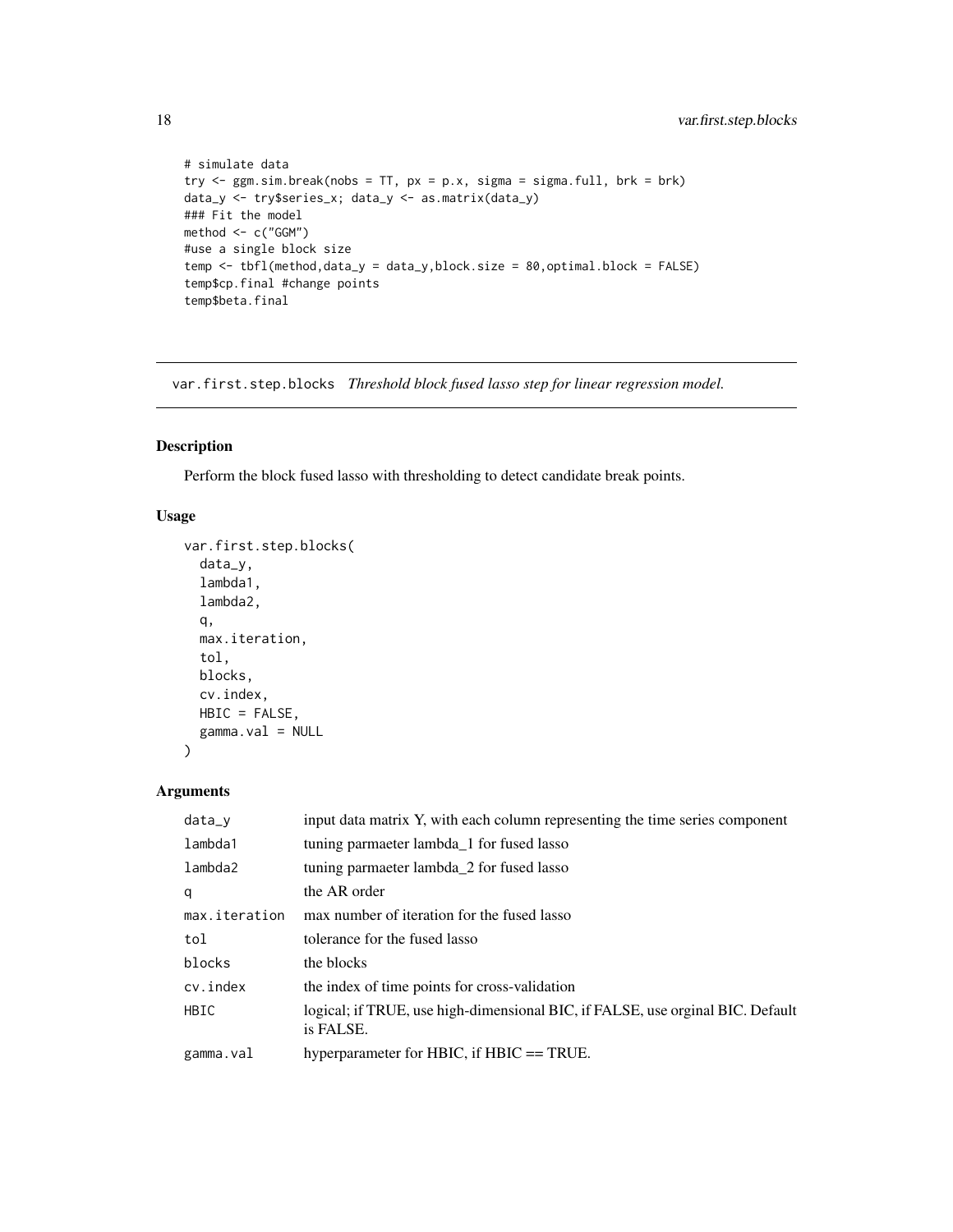```
# simulate data
try <- ggm.sim.break(nobs = TT, px = p.x, sigma = sigma.full, brk = brk)
data_y <- try$series_x; data_y <- as.matrix(data_y)
### Fit the model
method <- c("GGM")
#use a single block size
temp <- tbfl(method,data_y = data_y,block.size = 80,optimal.block = FALSE)
temp$cp.final #change points
temp$beta.final
```

---

## var.first.step.blocks *Threshold block fused lasso step for linear regression model.*

---

### Description

Perform the block fused lasso with thresholding to detect candidate break points.

### Usage

```
var.first.step.blocks(
  data_y,
  lambda1,
  lambda2,
  q,
  max.iteration,
  tol,
  blocks,
  cv.index,
  HBIC = FALSE,
  gamma.val = NULL
)
```

### Arguments

| | |
|---|---|
| data_y | input data matrix Y, with each column representing the time series component |
| lambda1 | tuning parmaeter lambda_1 for fused lasso |
| lambda2 | tuning parmaeter lambda_2 for fused lasso |
| q | the AR order |
| max.iteration | max number of iteration for the fused lasso |
| tol | tolerance for the fused lasso |
| blocks | the blocks |
| cv.index | the index of time points for cross-validation |
| HBIC | logical; if TRUE, use high-dimensional BIC, if FALSE, use orginal BIC. Default is FALSE. |
| gamma.val | hyperparameter for HBIC, if HBIC == TRUE. |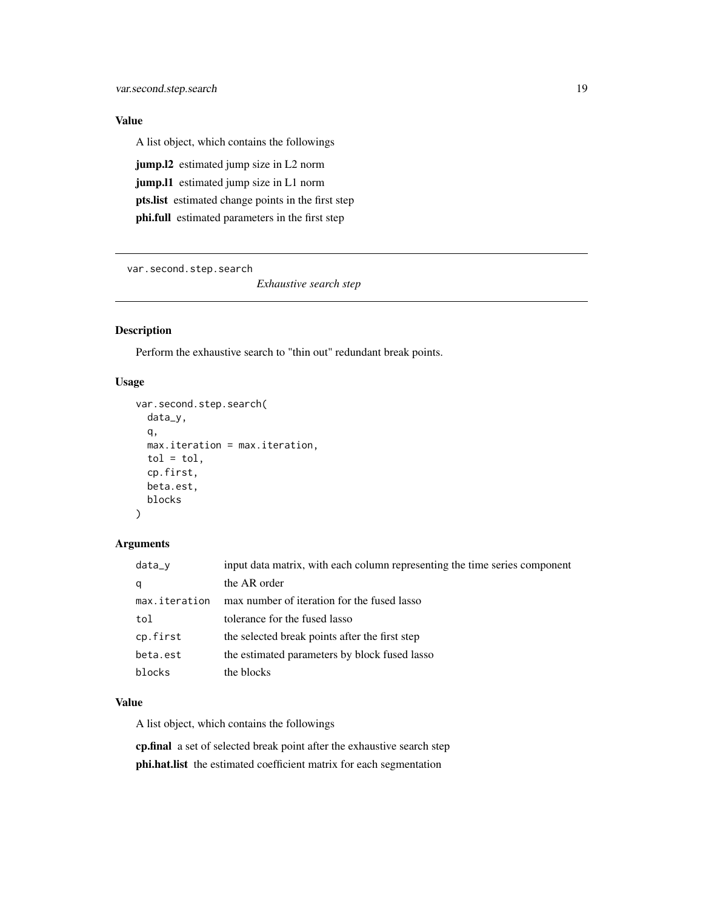## Value

A list object, which contains the followings

**jump.l2** estimated jump size in L2 norm

**jump.l1** estimated jump size in L1 norm

**pts.list** estimated change points in the first step

**phi.full** estimated parameters in the first step

---

var.second.step.search    *Exhaustive search step*

---

## Description

Perform the exhaustive search to "thin out" redundant break points.

## Usage

```
var.second.step.search(
  data_y,
  q,
  max.iteration = max.iteration,
  tol = tol,
  cp.first,
  beta.est,
  blocks
)
```

## Arguments

| | |
|---|---|
| `data_y` | input data matrix, with each column representing the time series component |
| `q` | the AR order |
| `max.iteration` | max number of iteration for the fused lasso |
| `tol` | tolerance for the fused lasso |
| `cp.first` | the selected break points after the first step |
| `beta.est` | the estimated parameters by block fused lasso |
| `blocks` | the blocks |

## Value

A list object, which contains the followings

**cp.final** a set of selected break point after the exhaustive search step

**phi.hat.list** the estimated coefficient matrix for each segmentation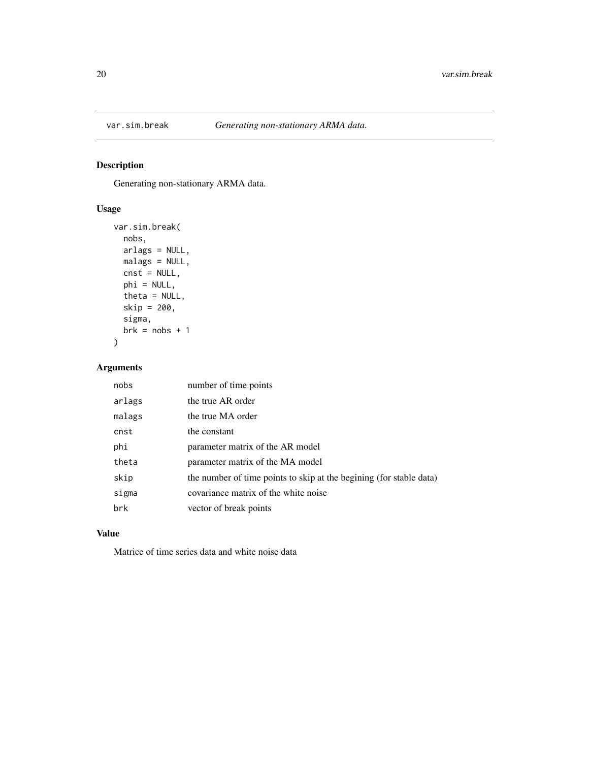# var.sim.break *Generating non-stationary ARMA data.*

## Description

Generating non-stationary ARMA data.

## Usage

```
var.sim.break(
  nobs,
  arlags = NULL,
  malags = NULL,
  cnst = NULL,
  phi = NULL,
  theta = NULL,
  skip = 200,
  sigma,
  brk = nobs + 1
)
```

## Arguments

| | |
|---|---|
| nobs | number of time points |
| arlags | the true AR order |
| malags | the true MA order |
| cnst | the constant |
| phi | parameter matrix of the AR model |
| theta | parameter matrix of the MA model |
| skip | the number of time points to skip at the begining (for stable data) |
| sigma | covariance matrix of the white noise |
| brk | vector of break points |

## Value

Matrice of time series data and white noise data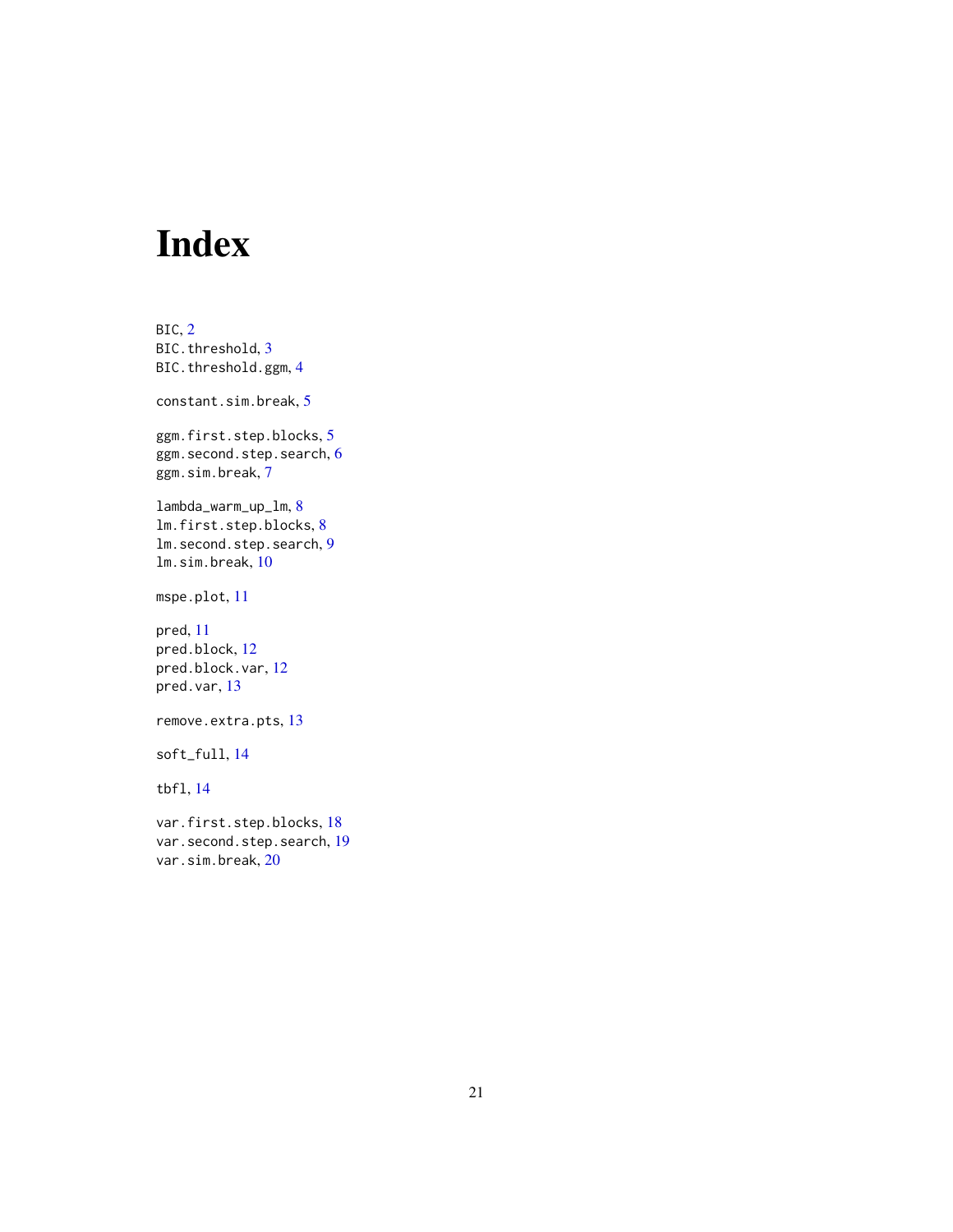# Index

BIC, 2
BIC.threshold, 3
BIC.threshold.ggm, 4

constant.sim.break, 5

ggm.first.step.blocks, 5
ggm.second.step.search, 6
ggm.sim.break, 7

lambda_warm_up_lm, 8
lm.first.step.blocks, 8
lm.second.step.search, 9
lm.sim.break, 10

mspe.plot, 11

pred, 11
pred.block, 12
pred.block.var, 12
pred.var, 13

remove.extra.pts, 13

soft_full, 14

tbfl, 14

var.first.step.blocks, 18
var.second.step.search, 19
var.sim.break, 20